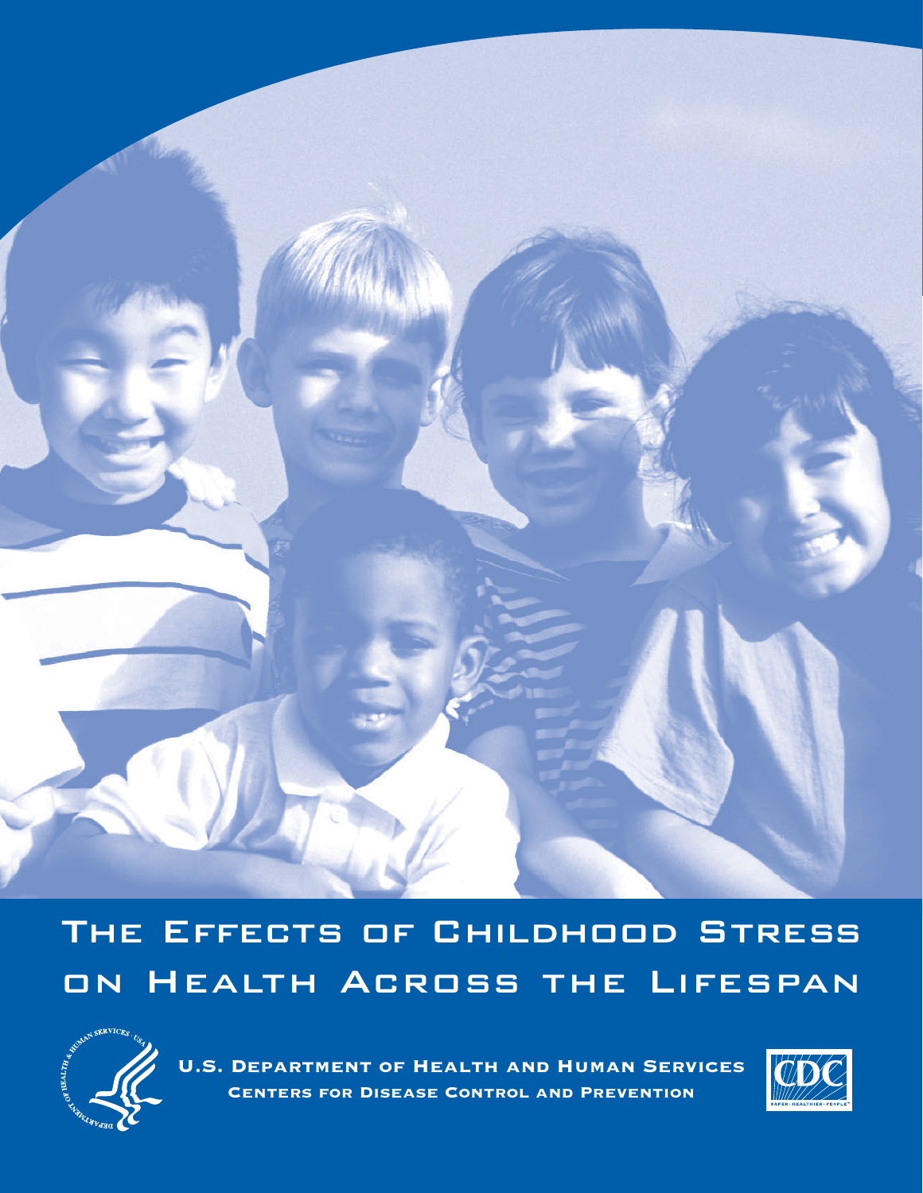# The Effects of Childhood Stress on Health Across the Lifespan

**U.S. Department of Health and Human Services**

**Centers for Disease Control and Prevention**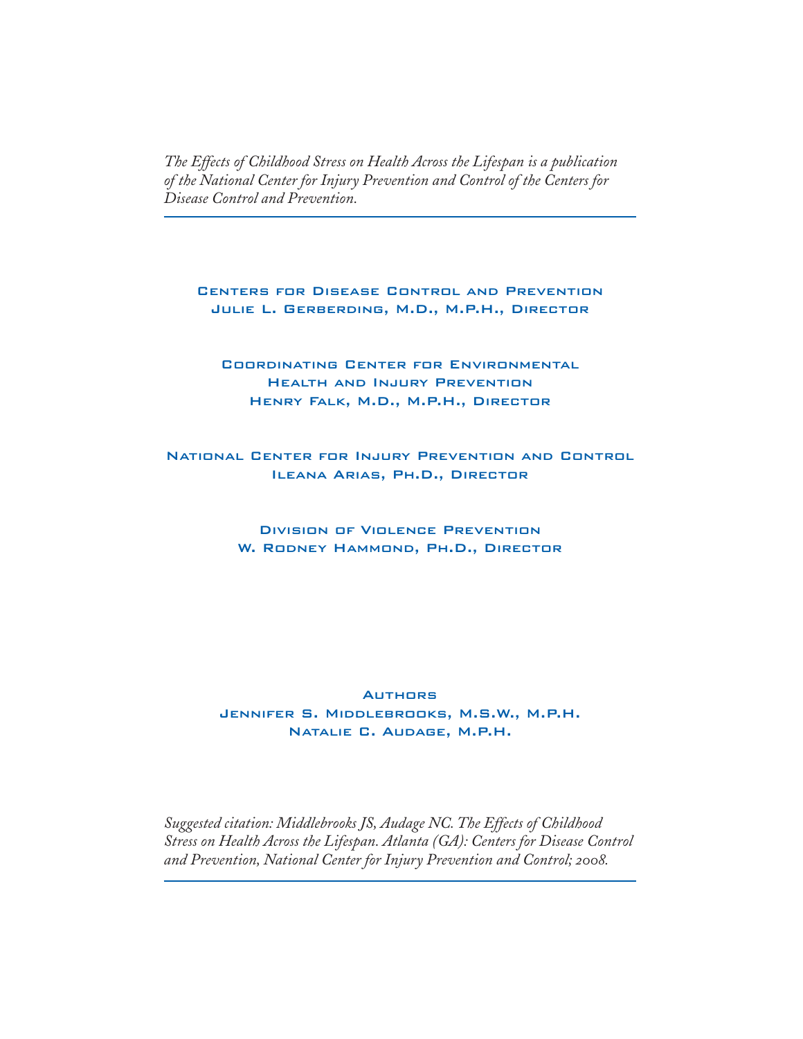*The Effects of Childhood Stress on Health Across the Lifespan is a publication of the National Center for Injury Prevention and Control of the Centers for Disease Control and Prevention.*

---

Centers for Disease Control and Prevention
Julie L. Gerberding, M.D., M.P.H., Director

Coordinating Center for Environmental
Health and Injury Prevention
Henry Falk, M.D., M.P.H., Director

National Center for Injury Prevention and Control
Ileana Arias, Ph.D., Director

Division of Violence Prevention
W. Rodney Hammond, Ph.D., Director

Authors
Jennifer S. Middlebrooks, M.S.W., M.P.H.
Natalie C. Audage, M.P.H.

*Suggested citation: Middlebrooks JS, Audage NC. The Effects of Childhood Stress on Health Across the Lifespan. Atlanta (GA): Centers for Disease Control and Prevention, National Center for Injury Prevention and Control; 2008.*

---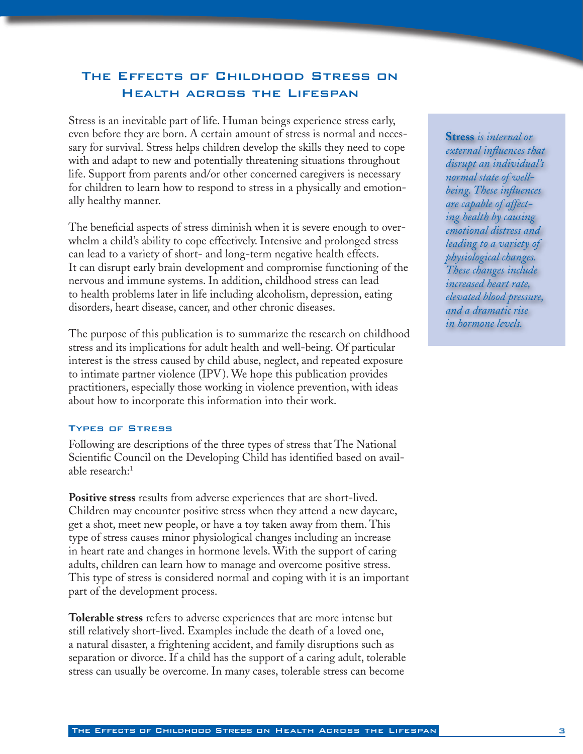## The Effects of Childhood Stress on Health across the Lifespan

Stress is an inevitable part of life. Human beings experience stress early, even before they are born. A certain amount of stress is normal and necessary for survival. Stress helps children develop the skills they need to cope with and adapt to new and potentially threatening situations throughout life. Support from parents and/or other concerned caregivers is necessary for children to learn how to respond to stress in a physically and emotionally healthy manner.

> **Stress** *is internal or external influences that disrupt an individual's normal state of well-being. These influences are capable of affecting health by causing emotional distress and leading to a variety of physiological changes. These changes include increased heart rate, elevated blood pressure, and a dramatic rise in hormone levels.*

The beneficial aspects of stress diminish when it is severe enough to overwhelm a child's ability to cope effectively. Intensive and prolonged stress can lead to a variety of short- and long-term negative health effects. It can disrupt early brain development and compromise functioning of the nervous and immune systems. In addition, childhood stress can lead to health problems later in life including alcoholism, depression, eating disorders, heart disease, cancer, and other chronic diseases.

The purpose of this publication is to summarize the research on childhood stress and its implications for adult health and well-being. Of particular interest is the stress caused by child abuse, neglect, and repeated exposure to intimate partner violence (IPV). We hope this publication provides practitioners, especially those working in violence prevention, with ideas about how to incorporate this information into their work.

### Types of Stress

Following are descriptions of the three types of stress that The National Scientific Council on the Developing Child has identified based on available research:[1]

**Positive stress** results from adverse experiences that are short-lived. Children may encounter positive stress when they attend a new daycare, get a shot, meet new people, or have a toy taken away from them. This type of stress causes minor physiological changes including an increase in heart rate and changes in hormone levels. With the support of caring adults, children can learn how to manage and overcome positive stress. This type of stress is considered normal and coping with it is an important part of the development process.

**Tolerable stress** refers to adverse experiences that are more intense but still relatively short-lived. Examples include the death of a loved one, a natural disaster, a frightening accident, and family disruptions such as separation or divorce. If a child has the support of a caring adult, tolerable stress can usually be overcome. In many cases, tolerable stress can become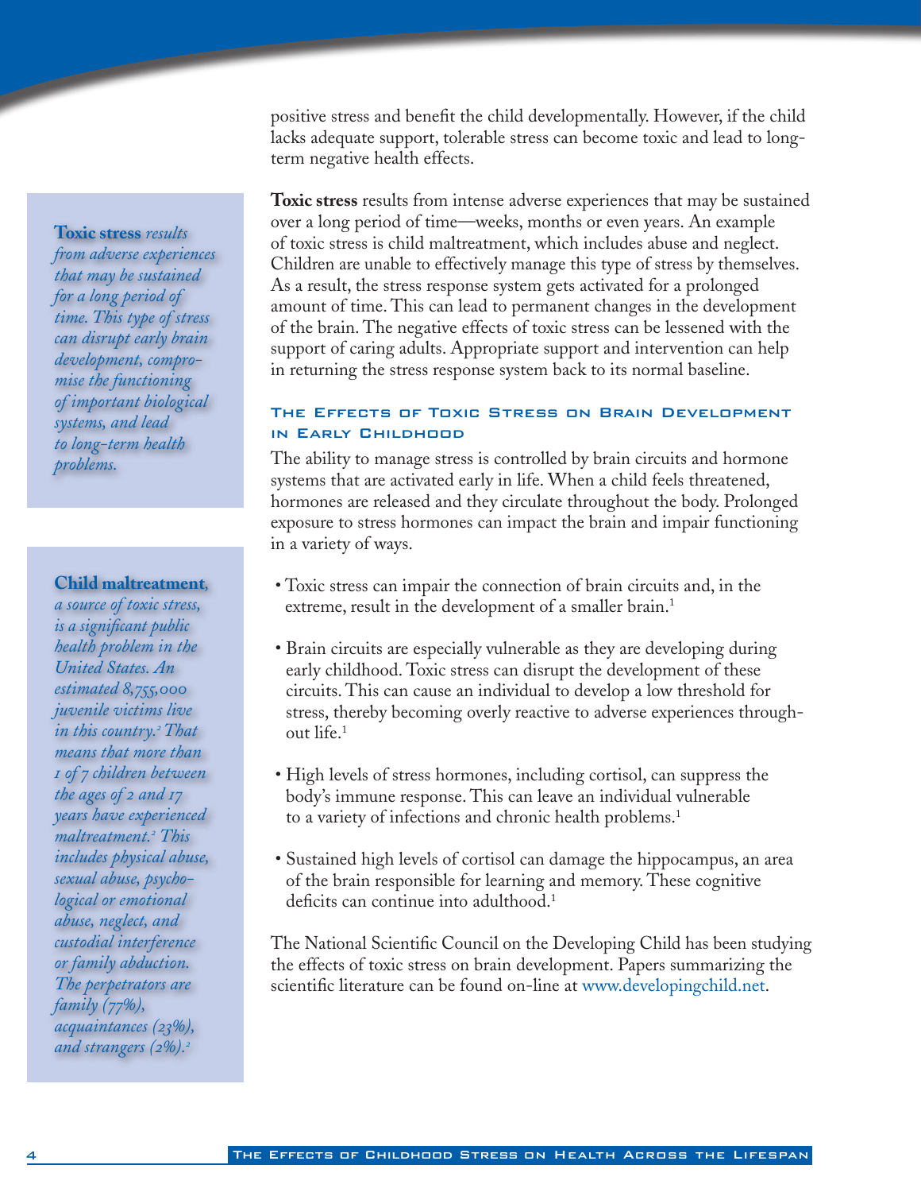positive stress and benefit the child developmentally. However, if the child lacks adequate support, tolerable stress can become toxic and lead to long-term negative health effects.

**Toxic stress** results from intense adverse experiences that may be sustained over a long period of time—weeks, months or even years. An example of toxic stress is child maltreatment, which includes abuse and neglect. Children are unable to effectively manage this type of stress by themselves. As a result, the stress response system gets activated for a prolonged amount of time. This can lead to permanent changes in the development of the brain. The negative effects of toxic stress can be lessened with the support of caring adults. Appropriate support and intervention can help in returning the stress response system back to its normal baseline.

> **Toxic stress** *results from adverse experiences that may be sustained for a long period of time. This type of stress can disrupt early brain development, compromise the functioning of important biological systems, and lead to long-term health problems.*

> **Child maltreatment**, *a source of toxic stress, is a significant public health problem in the United States. An estimated 8,755,000 juvenile victims live in this country.[2] That means that more than 1 of 7 children between the ages of 2 and 17 years have experienced maltreatment.[2] This includes physical abuse, sexual abuse, psychological or emotional abuse, neglect, and custodial interference or family abduction. The perpetrators are family (77%), acquaintances (23%), and strangers (2%).[2]*

### The Effects of Toxic Stress on Brain Development in Early Childhood

The ability to manage stress is controlled by brain circuits and hormone systems that are activated early in life. When a child feels threatened, hormones are released and they circulate throughout the body. Prolonged exposure to stress hormones can impact the brain and impair functioning in a variety of ways.

- Toxic stress can impair the connection of brain circuits and, in the extreme, result in the development of a smaller brain.[1]
- Brain circuits are especially vulnerable as they are developing during early childhood. Toxic stress can disrupt the development of these circuits. This can cause an individual to develop a low threshold for stress, thereby becoming overly reactive to adverse experiences throughout life.[1]
- High levels of stress hormones, including cortisol, can suppress the body's immune response. This can leave an individual vulnerable to a variety of infections and chronic health problems.[1]
- Sustained high levels of cortisol can damage the hippocampus, an area of the brain responsible for learning and memory. These cognitive deficits can continue into adulthood.[1]

The National Scientific Council on the Developing Child has been studying the effects of toxic stress on brain development. Papers summarizing the scientific literature can be found on-line at www.developingchild.net.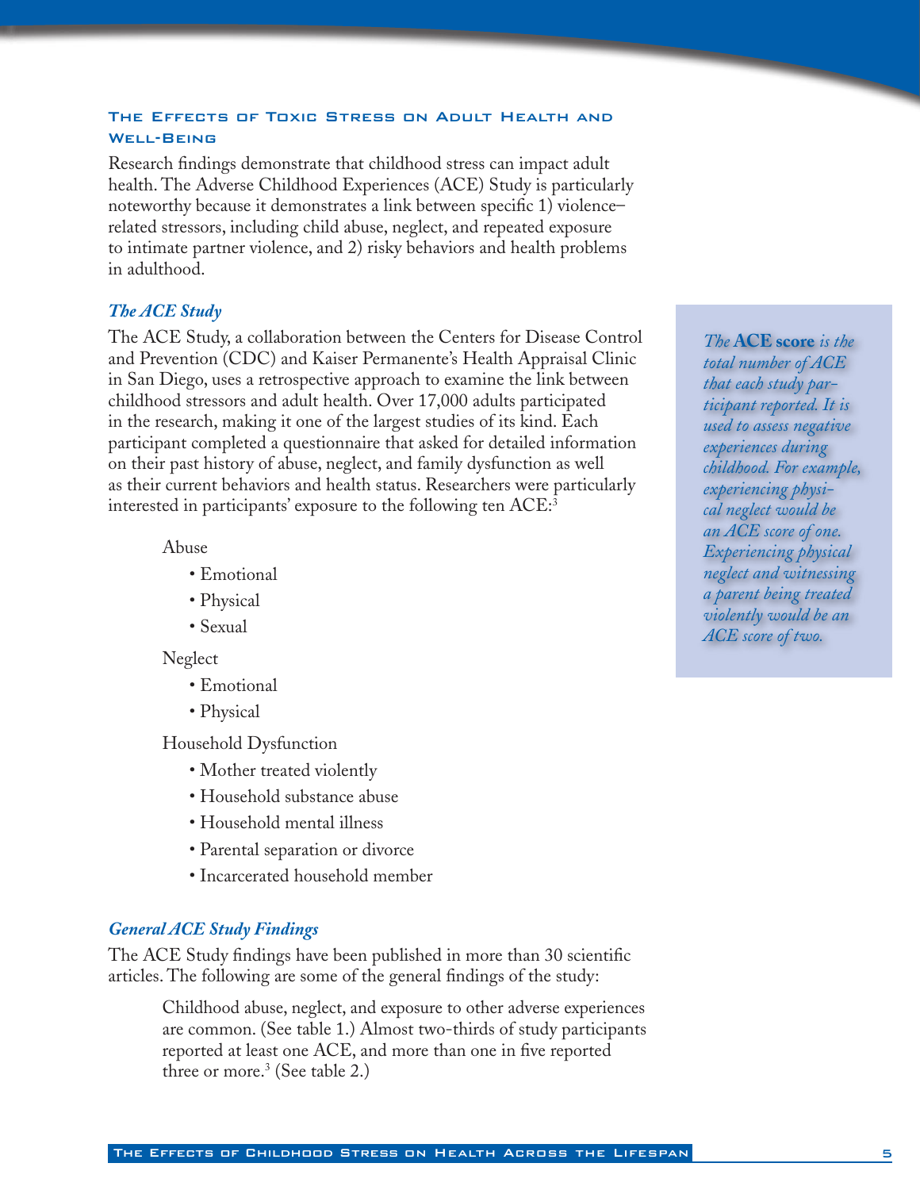## The Effects of Toxic Stress on Adult Health and Well-Being

Research findings demonstrate that childhood stress can impact adult health. The Adverse Childhood Experiences (ACE) Study is particularly noteworthy because it demonstrates a link between specific 1) violence–related stressors, including child abuse, neglect, and repeated exposure to intimate partner violence, and 2) risky behaviors and health problems in adulthood.

### *The ACE Study*

The ACE Study, a collaboration between the Centers for Disease Control and Prevention (CDC) and Kaiser Permanente's Health Appraisal Clinic in San Diego, uses a retrospective approach to examine the link between childhood stressors and adult health. Over 17,000 adults participated in the research, making it one of the largest studies of its kind. Each participant completed a questionnaire that asked for detailed information on their past history of abuse, neglect, and family dysfunction as well as their current behaviors and health status. Researchers were particularly interested in participants' exposure to the following ten ACE:[3]

Abuse

- Emotional
- Physical
- Sexual

Neglect

- Emotional
- Physical

Household Dysfunction

- Mother treated violently
- Household substance abuse
- Household mental illness
- Parental separation or divorce
- Incarcerated household member

> *The* **ACE score** *is the total number of ACE that each study participant reported. It is used to assess negative experiences during childhood. For example, experiencing physical neglect would be an ACE score of one. Experiencing physical neglect and witnessing a parent being treated violently would be an ACE score of two.*

### *General ACE Study Findings*

The ACE Study findings have been published in more than 30 scientific articles. The following are some of the general findings of the study:

> Childhood abuse, neglect, and exposure to other adverse experiences are common. (See table 1.) Almost two-thirds of study participants reported at least one ACE, and more than one in five reported three or more.[3] (See table 2.)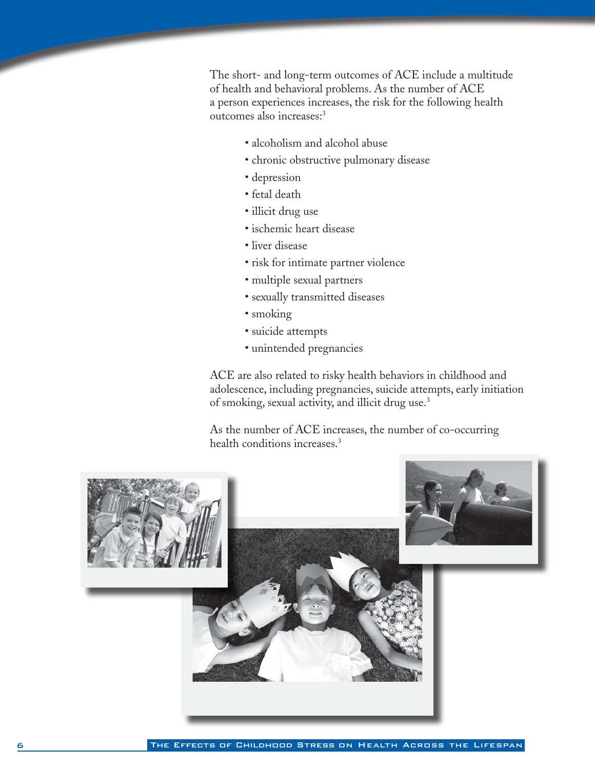The short- and long-term outcomes of ACE include a multitude of health and behavioral problems. As the number of ACE a person experiences increases, the risk for the following health outcomes also increases:[3]

- alcoholism and alcohol abuse
- chronic obstructive pulmonary disease
- depression
- fetal death
- illicit drug use
- ischemic heart disease
- liver disease
- risk for intimate partner violence
- multiple sexual partners
- sexually transmitted diseases
- smoking
- suicide attempts
- unintended pregnancies

ACE are also related to risky health behaviors in childhood and adolescence, including pregnancies, suicide attempts, early initiation of smoking, sexual activity, and illicit drug use.[3]

As the number of ACE increases, the number of co-occurring health conditions increases.[3]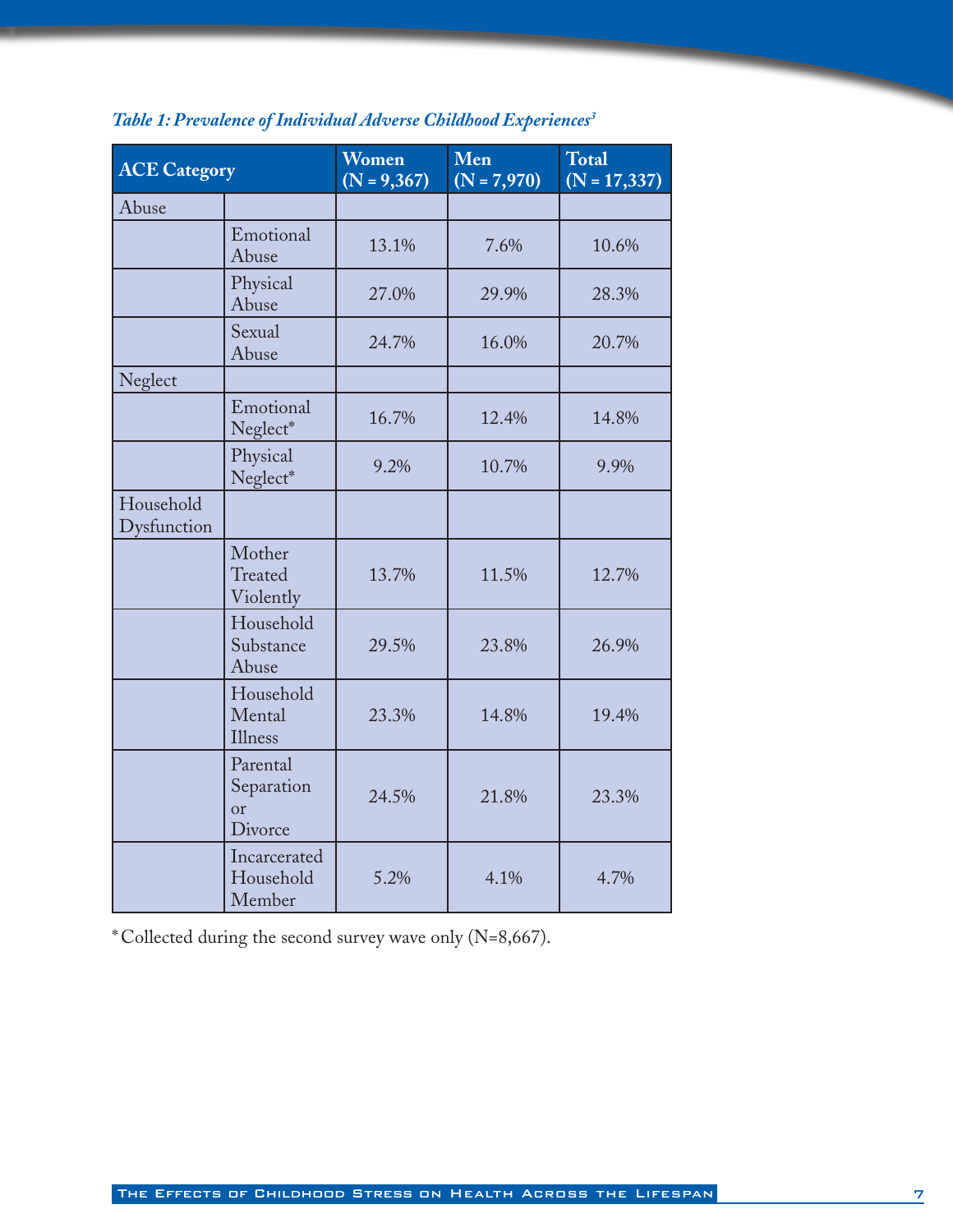*Table 1: Prevalence of Individual Adverse Childhood Experiences[3]*

| ACE Category | | Women (N = 9,367) | Men (N = 7,970) | Total (N = 17,337) |
|---|---|---|---|---|
| Abuse | | | | |
| | Emotional Abuse | 13.1% | 7.6% | 10.6% |
| | Physical Abuse | 27.0% | 29.9% | 28.3% |
| | Sexual Abuse | 24.7% | 16.0% | 20.7% |
| Neglect | | | | |
| | Emotional Neglect* | 16.7% | 12.4% | 14.8% |
| | Physical Neglect* | 9.2% | 10.7% | 9.9% |
| Household Dysfunction | | | | |
| | Mother Treated Violently | 13.7% | 11.5% | 12.7% |
| | Household Substance Abuse | 29.5% | 23.8% | 26.9% |
| | Household Mental Illness | 23.3% | 14.8% | 19.4% |
| | Parental Separation or Divorce | 24.5% | 21.8% | 23.3% |
| | Incarcerated Household Member | 5.2% | 4.1% | 4.7% |

*Collected during the second survey wave only (N=8,667).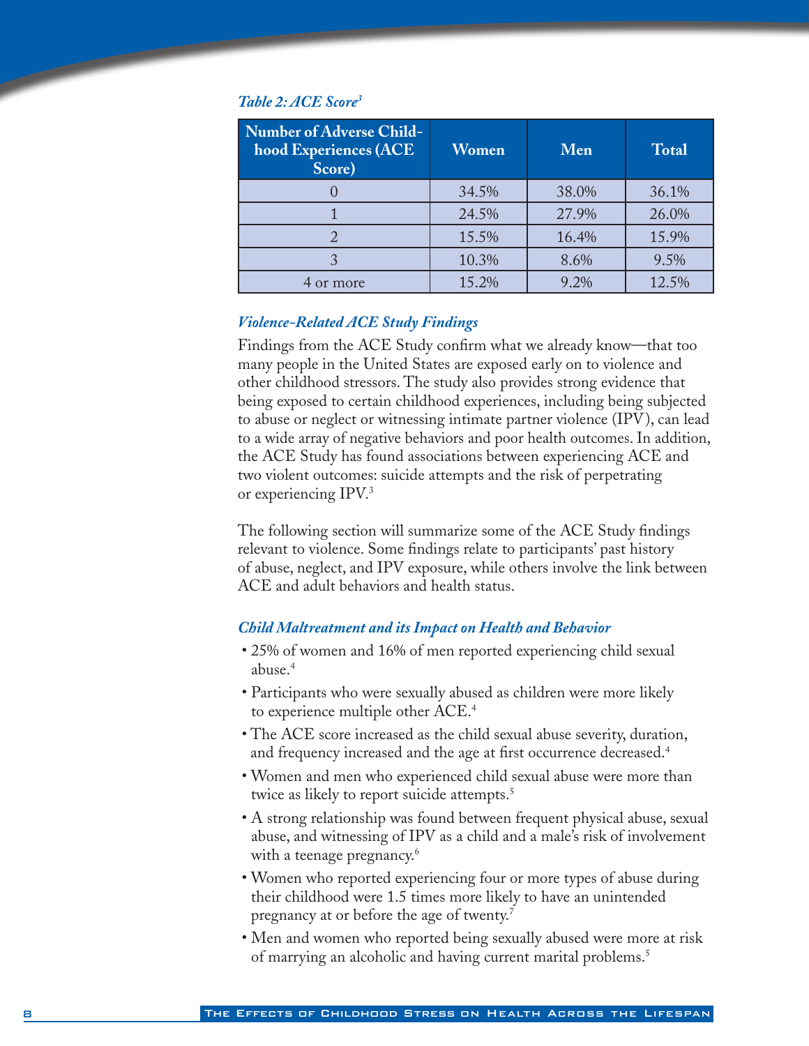*Table 2: ACE Score[3]*

| Number of Adverse Childhood Experiences (ACE Score) | Women | Men | Total |
|---|---|---|---|
| 0 | 34.5% | 38.0% | 36.1% |
| 1 | 24.5% | 27.9% | 26.0% |
| 2 | 15.5% | 16.4% | 15.9% |
| 3 | 10.3% | 8.6% | 9.5% |
| 4 or more | 15.2% | 9.2% | 12.5% |

### *Violence-Related ACE Study Findings*

Findings from the ACE Study confirm what we already know—that too many people in the United States are exposed early on to violence and other childhood stressors. The study also provides strong evidence that being exposed to certain childhood experiences, including being subjected to abuse or neglect or witnessing intimate partner violence (IPV), can lead to a wide array of negative behaviors and poor health outcomes. In addition, the ACE Study has found associations between experiencing ACE and two violent outcomes: suicide attempts and the risk of perpetrating or experiencing IPV.[3]

The following section will summarize some of the ACE Study findings relevant to violence. Some findings relate to participants' past history of abuse, neglect, and IPV exposure, while others involve the link between ACE and adult behaviors and health status.

### *Child Maltreatment and its Impact on Health and Behavior*

- 25% of women and 16% of men reported experiencing child sexual abuse.[4]
- Participants who were sexually abused as children were more likely to experience multiple other ACE.[4]
- The ACE score increased as the child sexual abuse severity, duration, and frequency increased and the age at first occurrence decreased.[4]
- Women and men who experienced child sexual abuse were more than twice as likely to report suicide attempts.[5]
- A strong relationship was found between frequent physical abuse, sexual abuse, and witnessing of IPV as a child and a male's risk of involvement with a teenage pregnancy.[6]
- Women who reported experiencing four or more types of abuse during their childhood were 1.5 times more likely to have an unintended pregnancy at or before the age of twenty.[7]
- Men and women who reported being sexually abused were more at risk of marrying an alcoholic and having current marital problems.[5]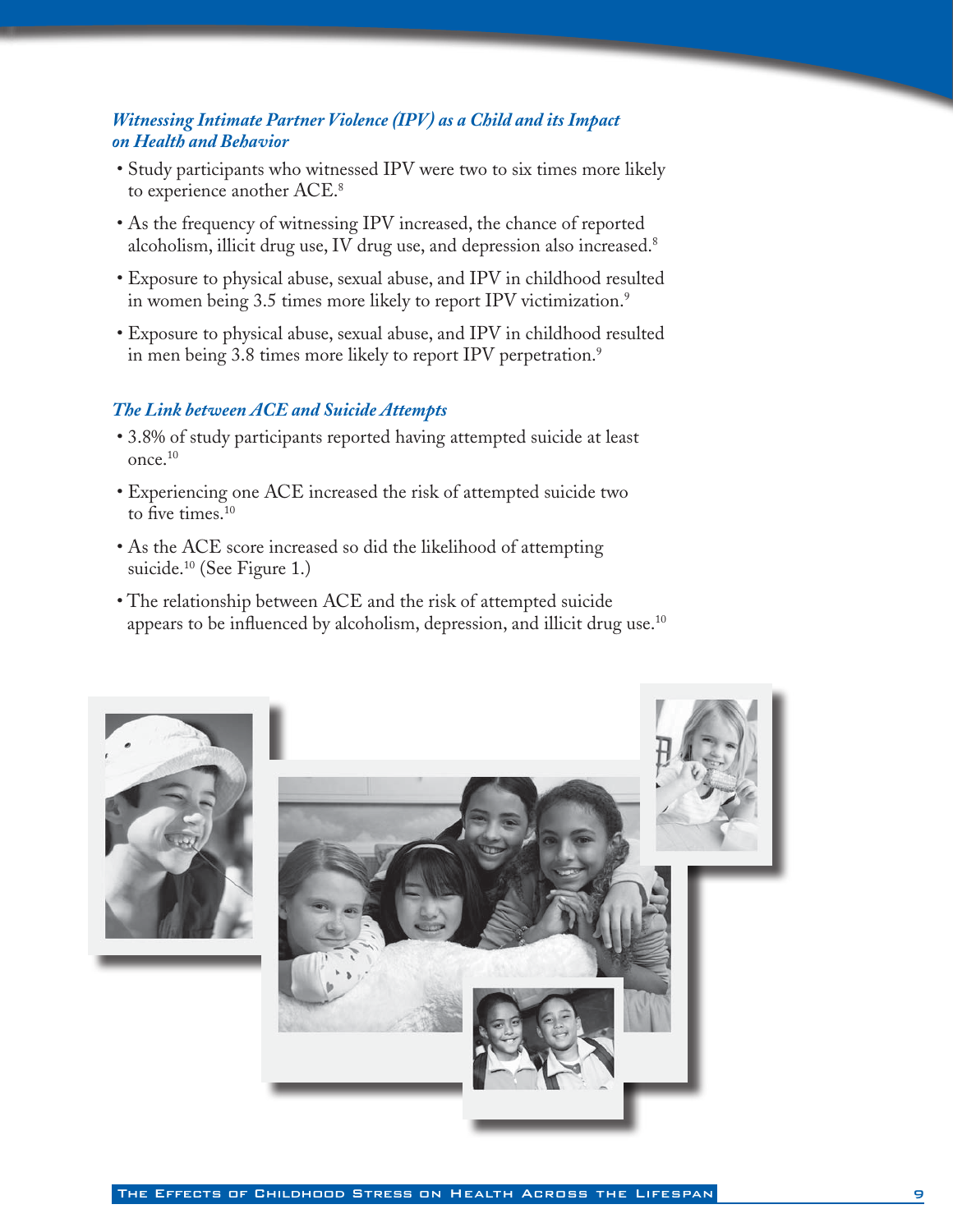### *Witnessing Intimate Partner Violence (IPV) as a Child and its Impact on Health and Behavior*

- Study participants who witnessed IPV were two to six times more likely to experience another ACE.[8]
- As the frequency of witnessing IPV increased, the chance of reported alcoholism, illicit drug use, IV drug use, and depression also increased.[8]
- Exposure to physical abuse, sexual abuse, and IPV in childhood resulted in women being 3.5 times more likely to report IPV victimization.[9]
- Exposure to physical abuse, sexual abuse, and IPV in childhood resulted in men being 3.8 times more likely to report IPV perpetration.[9]

### *The Link between ACE and Suicide Attempts*

- 3.8% of study participants reported having attempted suicide at least once.[10]
- Experiencing one ACE increased the risk of attempted suicide two to five times.[10]
- As the ACE score increased so did the likelihood of attempting suicide.[10] (See Figure 1.)
- The relationship between ACE and the risk of attempted suicide appears to be influenced by alcoholism, depression, and illicit drug use.[10]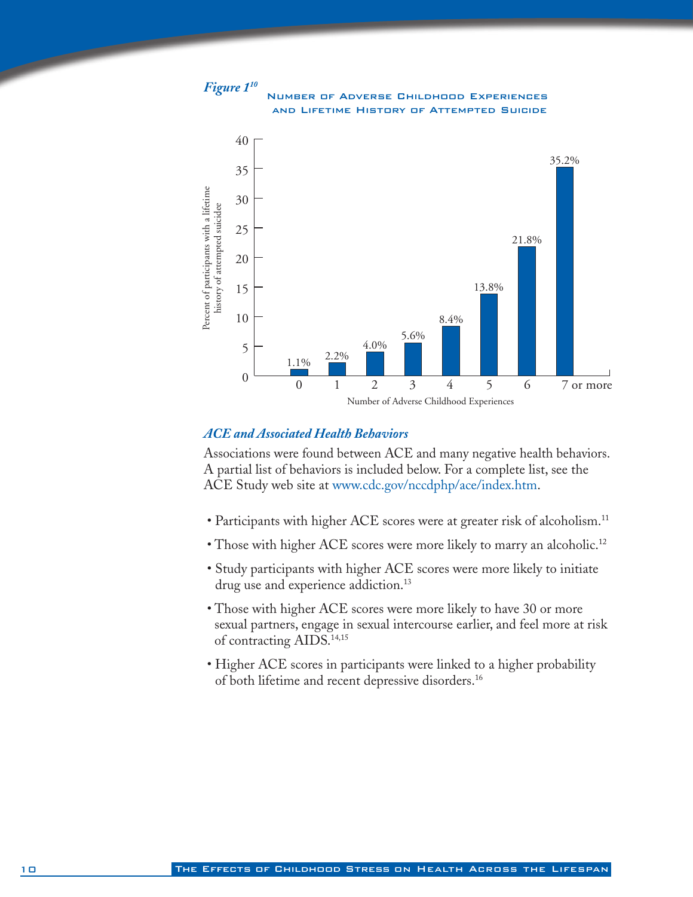*Figure 1*[10]

**Number of Adverse Childhood Experiences and Lifetime History of Attempted Suicide**

| Number of Adverse Childhood Experiences | Percent of participants with a lifetime history of attempted suicide |
|---|---|
| 0 | 1.1% |
| 1 | 2.2% |
| 2 | 4.0% |
| 3 | 5.6% |
| 4 | 8.4% |
| 5 | 13.8% |
| 6 | 21.8% |
| 7 or more | 35.2% |

### *ACE and Associated Health Behaviors*

Associations were found between ACE and many negative health behaviors. A partial list of behaviors is included below. For a complete list, see the ACE Study web site at www.cdc.gov/nccdphp/ace/index.htm.

- Participants with higher ACE scores were at greater risk of alcoholism.[11]
- Those with higher ACE scores were more likely to marry an alcoholic.[12]
- Study participants with higher ACE scores were more likely to initiate drug use and experience addiction.[13]
- Those with higher ACE scores were more likely to have 30 or more sexual partners, engage in sexual intercourse earlier, and feel more at risk of contracting AIDS.[14,15]
- Higher ACE scores in participants were linked to a higher probability of both lifetime and recent depressive disorders.[16]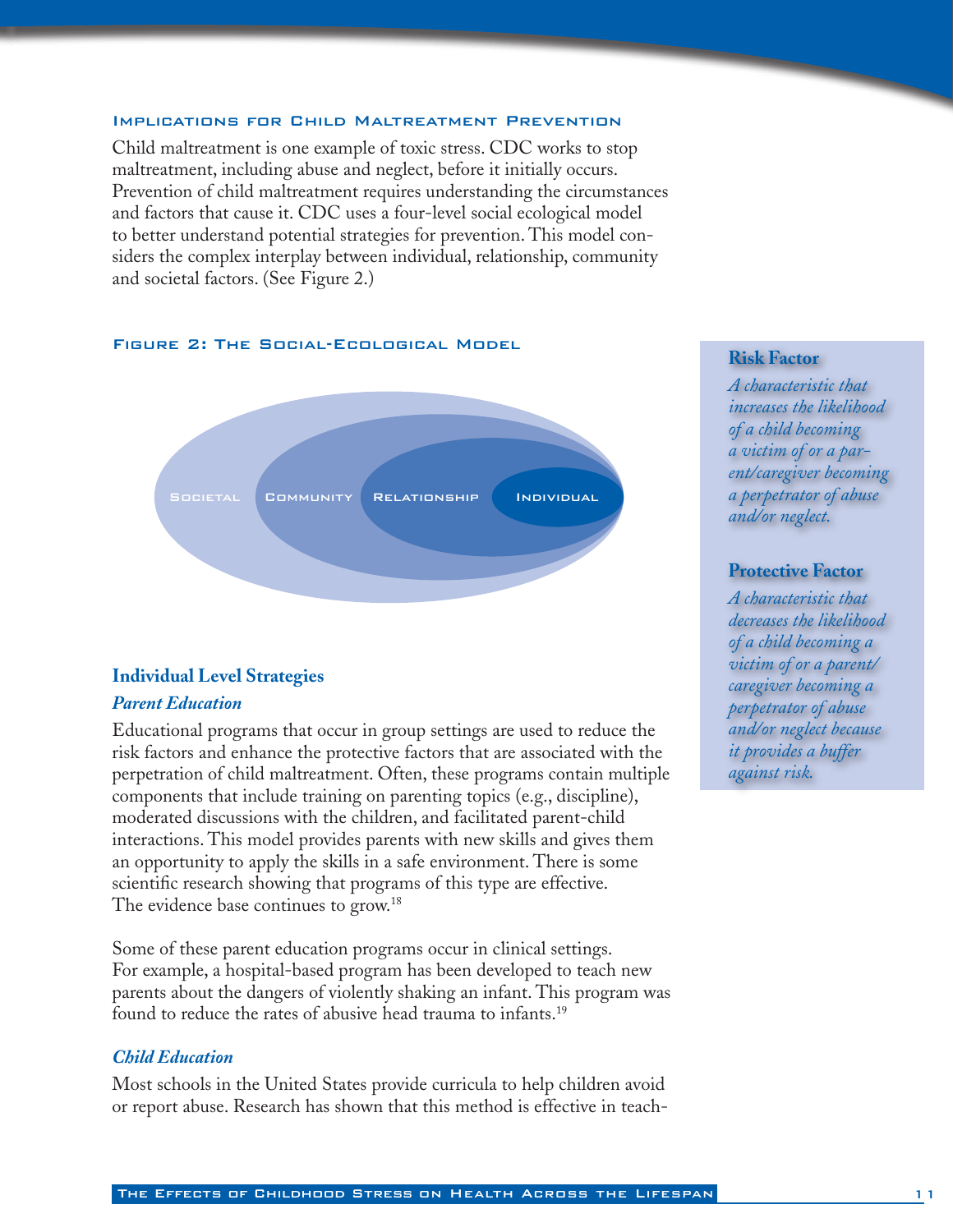### Implications for Child Maltreatment Prevention

Child maltreatment is one example of toxic stress. CDC works to stop maltreatment, including abuse and neglect, before it initially occurs. Prevention of child maltreatment requires understanding the circumstances and factors that cause it. CDC uses a four-level social ecological model to better understand potential strategies for prevention. This model considers the complex interplay between individual, relationship, community and societal factors. (See Figure 2.)

### Figure 2: The Social-Ecological Model

Societal | Community | Relationship | Individual

**Risk Factor**

*A characteristic that increases the likelihood of a child becoming a victim of or a parent/caregiver becoming a perpetrator of abuse and/or neglect.*

**Protective Factor**

*A characteristic that decreases the likelihood of a child becoming a victim of or a parent/caregiver becoming a perpetrator of abuse and/or neglect because it provides a buffer against risk.*

## Individual Level Strategies

### *Parent Education*

Educational programs that occur in group settings are used to reduce the risk factors and enhance the protective factors that are associated with the perpetration of child maltreatment. Often, these programs contain multiple components that include training on parenting topics (e.g., discipline), moderated discussions with the children, and facilitated parent-child interactions. This model provides parents with new skills and gives them an opportunity to apply the skills in a safe environment. There is some scientific research showing that programs of this type are effective. The evidence base continues to grow.[18]

Some of these parent education programs occur in clinical settings. For example, a hospital-based program has been developed to teach new parents about the dangers of violently shaking an infant. This program was found to reduce the rates of abusive head trauma to infants.[19]

### *Child Education*

Most schools in the United States provide curricula to help children avoid or report abuse. Research has shown that this method is effective in teach-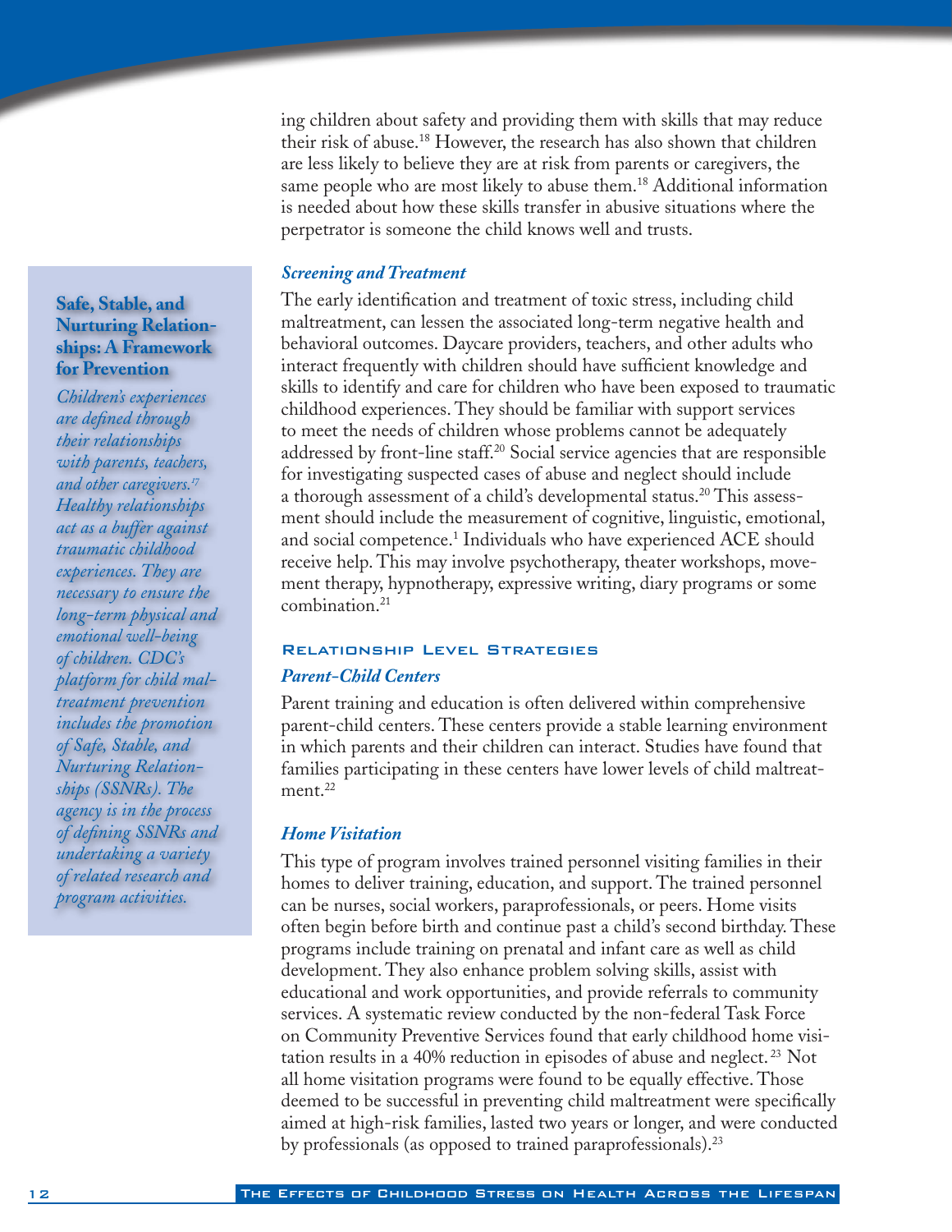ing children about safety and providing them with skills that may reduce their risk of abuse.[18] However, the research has also shown that children are less likely to believe they are at risk from parents or caregivers, the same people who are most likely to abuse them.[18] Additional information is needed about how these skills transfer in abusive situations where the perpetrator is someone the child knows well and trusts.

### *Screening and Treatment*

The early identification and treatment of toxic stress, including child maltreatment, can lessen the associated long-term negative health and behavioral outcomes. Daycare providers, teachers, and other adults who interact frequently with children should have sufficient knowledge and skills to identify and care for children who have been exposed to traumatic childhood experiences. They should be familiar with support services to meet the needs of children whose problems cannot be adequately addressed by front-line staff.[20] Social service agencies that are responsible for investigating suspected cases of abuse and neglect should include a thorough assessment of a child's developmental status.[20] This assessment should include the measurement of cognitive, linguistic, emotional, and social competence.[1] Individuals who have experienced ACE should receive help. This may involve psychotherapy, theater workshops, movement therapy, hypnotherapy, expressive writing, diary programs or some combination.[21]

> **Safe, Stable, and Nurturing Relationships: A Framework for Prevention**
>
> *Children's experiences are defined through their relationships with parents, teachers, and other caregivers.[17] Healthy relationships act as a buffer against traumatic childhood experiences. They are necessary to ensure the long-term physical and emotional well-being of children. CDC's platform for child maltreatment prevention includes the promotion of Safe, Stable, and Nurturing Relationships (SSNRs). The agency is in the process of defining SSNRs and undertaking a variety of related research and program activities.*

## Relationship Level Strategies

### *Parent-Child Centers*

Parent training and education is often delivered within comprehensive parent-child centers. These centers provide a stable learning environment in which parents and their children can interact. Studies have found that families participating in these centers have lower levels of child maltreatment.[22]

### *Home Visitation*

This type of program involves trained personnel visiting families in their homes to deliver training, education, and support. The trained personnel can be nurses, social workers, paraprofessionals, or peers. Home visits often begin before birth and continue past a child's second birthday. These programs include training on prenatal and infant care as well as child development. They also enhance problem solving skills, assist with educational and work opportunities, and provide referrals to community services. A systematic review conducted by the non-federal Task Force on Community Preventive Services found that early childhood home visitation results in a 40% reduction in episodes of abuse and neglect.[23] Not all home visitation programs were found to be equally effective. Those deemed to be successful in preventing child maltreatment were specifically aimed at high-risk families, lasted two years or longer, and were conducted by professionals (as opposed to trained paraprofessionals).[23]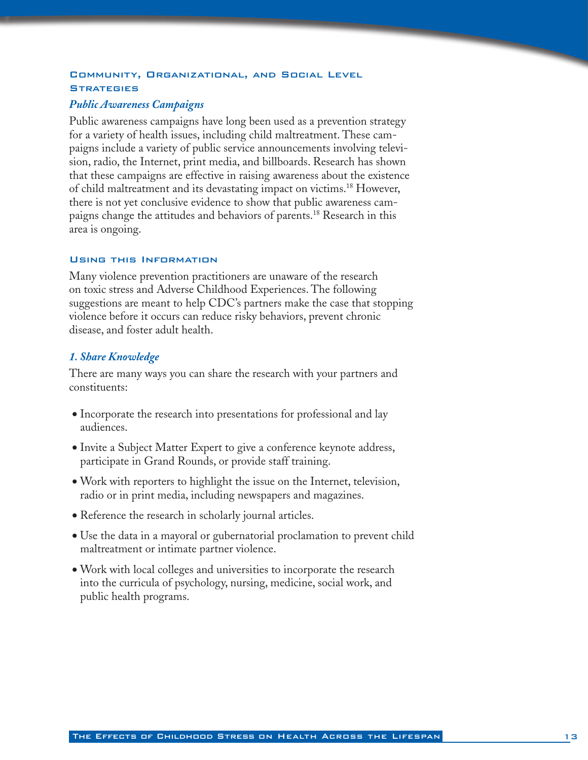## Community, Organizational, and Social Level Strategies

### *Public Awareness Campaigns*

Public awareness campaigns have long been used as a prevention strategy for a variety of health issues, including child maltreatment. These campaigns include a variety of public service announcements involving television, radio, the Internet, print media, and billboards. Research has shown that these campaigns are effective in raising awareness about the existence of child maltreatment and its devastating impact on victims.[18] However, there is not yet conclusive evidence to show that public awareness campaigns change the attitudes and behaviors of parents.[18] Research in this area is ongoing.

## Using this Information

Many violence prevention practitioners are unaware of the research on toxic stress and Adverse Childhood Experiences. The following suggestions are meant to help CDC's partners make the case that stopping violence before it occurs can reduce risky behaviors, prevent chronic disease, and foster adult health.

### *1. Share Knowledge*

There are many ways you can share the research with your partners and constituents:

- Incorporate the research into presentations for professional and lay audiences.
- Invite a Subject Matter Expert to give a conference keynote address, participate in Grand Rounds, or provide staff training.
- Work with reporters to highlight the issue on the Internet, television, radio or in print media, including newspapers and magazines.
- Reference the research in scholarly journal articles.
- Use the data in a mayoral or gubernatorial proclamation to prevent child maltreatment or intimate partner violence.
- Work with local colleges and universities to incorporate the research into the curricula of psychology, nursing, medicine, social work, and public health programs.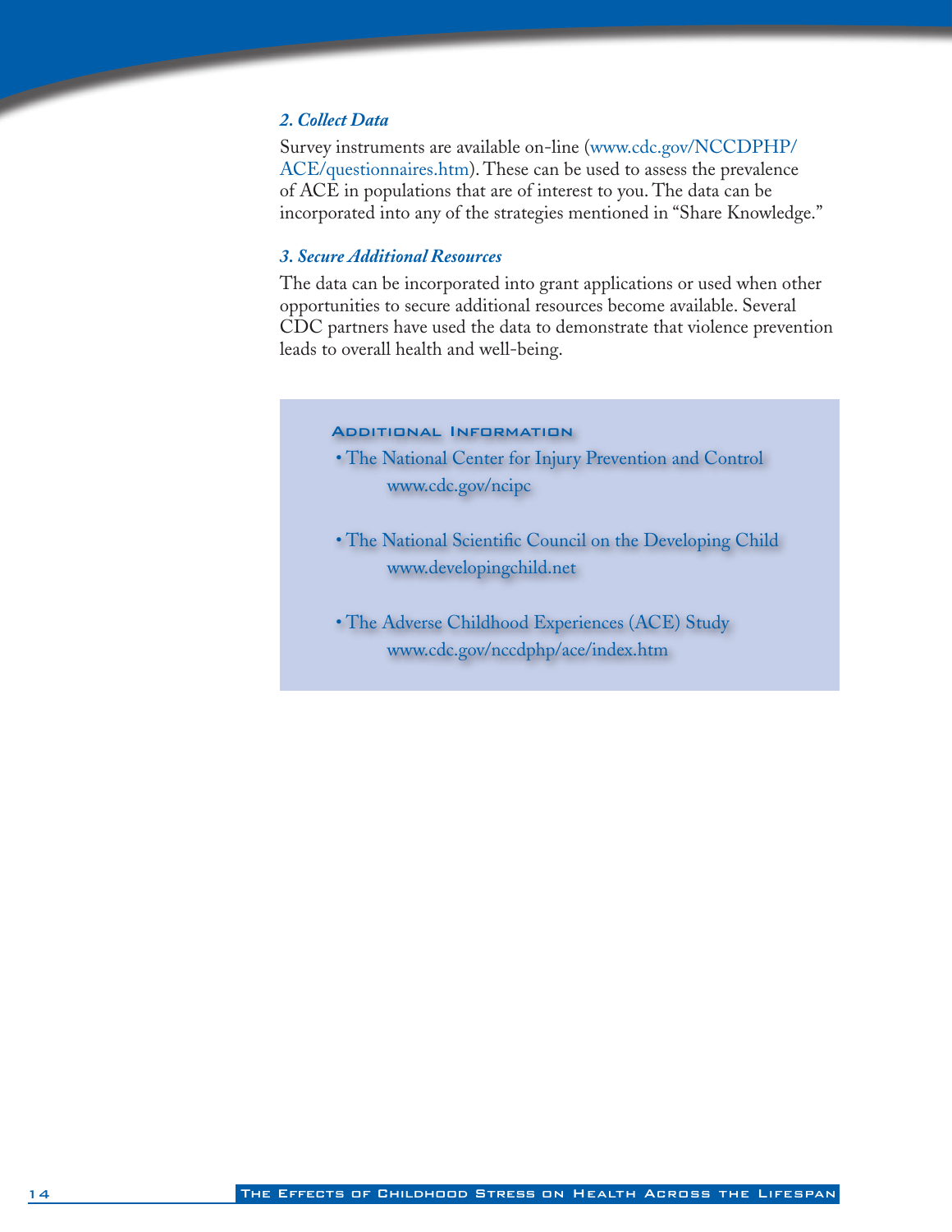### *2. Collect Data*

Survey instruments are available on-line (www.cdc.gov/NCCDPHP/ACE/questionnaires.htm). These can be used to assess the prevalence of ACE in populations that are of interest to you. The data can be incorporated into any of the strategies mentioned in "Share Knowledge."

### *3. Secure Additional Resources*

The data can be incorporated into grant applications or used when other opportunities to secure additional resources become available. Several CDC partners have used the data to demonstrate that violence prevention leads to overall health and well-being.

#### Additional Information

- The National Center for Injury Prevention and Control
  www.cdc.gov/ncipc
- The National Scientific Council on the Developing Child
  www.developingchild.net
- The Adverse Childhood Experiences (ACE) Study
  www.cdc.gov/nccdphp/ace/index.htm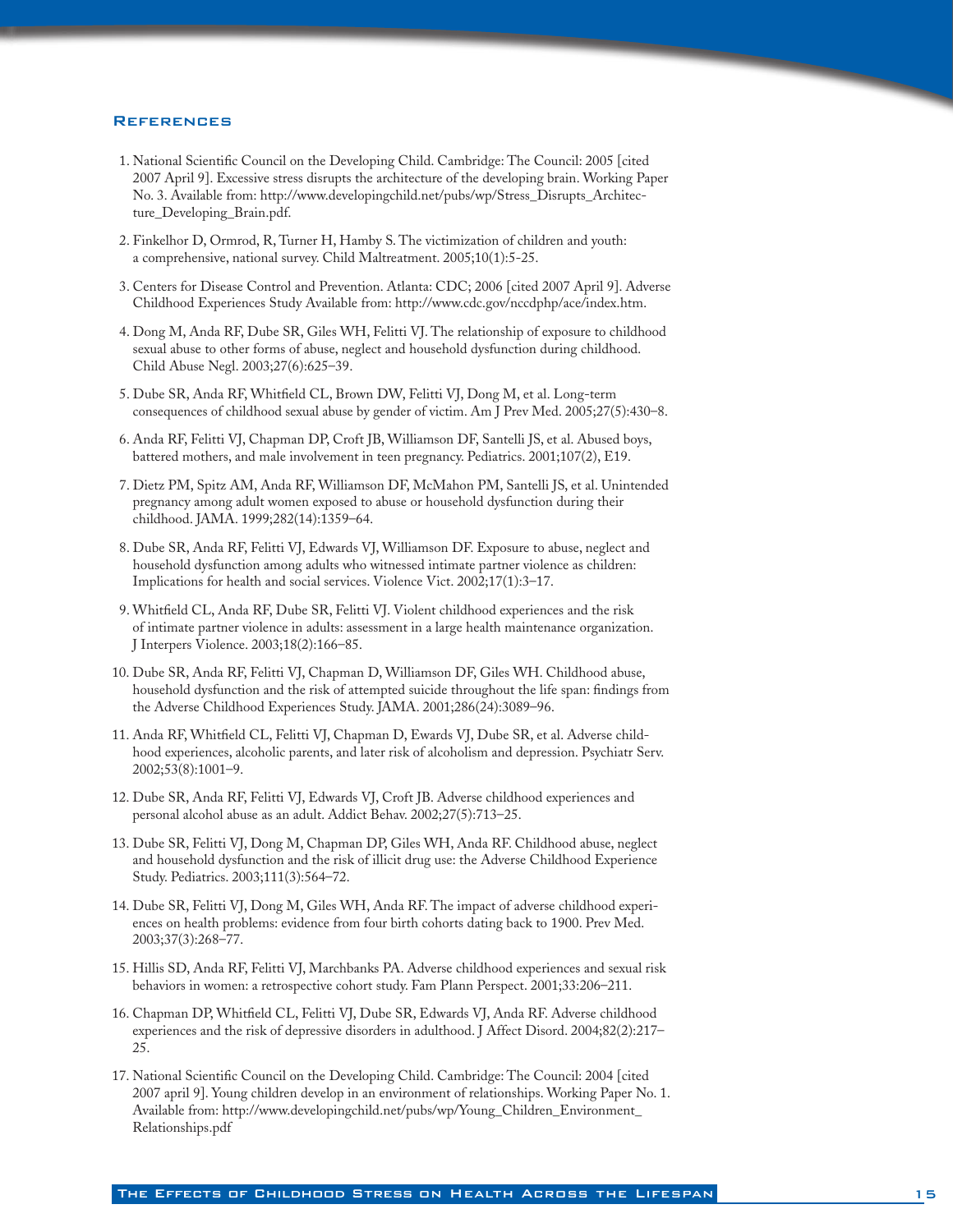## References

1. National Scientific Council on the Developing Child. Cambridge: The Council: 2005 [cited 2007 April 9]. Excessive stress disrupts the architecture of the developing brain. Working Paper No. 3. Available from: http://www.developingchild.net/pubs/wp/Stress_Disrupts_Architecture_Developing_Brain.pdf.
2. Finkelhor D, Ormrod, R, Turner H, Hamby S. The victimization of children and youth: a comprehensive, national survey. Child Maltreatment. 2005;10(1):5-25.
3. Centers for Disease Control and Prevention. Atlanta: CDC; 2006 [cited 2007 April 9]. Adverse Childhood Experiences Study Available from: http://www.cdc.gov/nccdphp/ace/index.htm.
4. Dong M, Anda RF, Dube SR, Giles WH, Felitti VJ. The relationship of exposure to childhood sexual abuse to other forms of abuse, neglect and household dysfunction during childhood. Child Abuse Negl. 2003;27(6):625–39.
5. Dube SR, Anda RF, Whitfield CL, Brown DW, Felitti VJ, Dong M, et al. Long-term consequences of childhood sexual abuse by gender of victim. Am J Prev Med. 2005;27(5):430–8.
6. Anda RF, Felitti VJ, Chapman DP, Croft JB, Williamson DF, Santelli JS, et al. Abused boys, battered mothers, and male involvement in teen pregnancy. Pediatrics. 2001;107(2), E19.
7. Dietz PM, Spitz AM, Anda RF, Williamson DF, McMahon PM, Santelli JS, et al. Unintended pregnancy among adult women exposed to abuse or household dysfunction during their childhood. JAMA. 1999;282(14):1359–64.
8. Dube SR, Anda RF, Felitti VJ, Edwards VJ, Williamson DF. Exposure to abuse, neglect and household dysfunction among adults who witnessed intimate partner violence as children: Implications for health and social services. Violence Vict. 2002;17(1):3–17.
9. Whitfield CL, Anda RF, Dube SR, Felitti VJ. Violent childhood experiences and the risk of intimate partner violence in adults: assessment in a large health maintenance organization. J Interpers Violence. 2003;18(2):166–85.
10. Dube SR, Anda RF, Felitti VJ, Chapman D, Williamson DF, Giles WH. Childhood abuse, household dysfunction and the risk of attempted suicide throughout the life span: findings from the Adverse Childhood Experiences Study. JAMA. 2001;286(24):3089–96.
11. Anda RF, Whitfield CL, Felitti VJ, Chapman D, Ewards VJ, Dube SR, et al. Adverse childhood experiences, alcoholic parents, and later risk of alcoholism and depression. Psychiatr Serv. 2002;53(8):1001–9.
12. Dube SR, Anda RF, Felitti VJ, Edwards VJ, Croft JB. Adverse childhood experiences and personal alcohol abuse as an adult. Addict Behav. 2002;27(5):713–25.
13. Dube SR, Felitti VJ, Dong M, Chapman DP, Giles WH, Anda RF. Childhood abuse, neglect and household dysfunction and the risk of illicit drug use: the Adverse Childhood Experience Study. Pediatrics. 2003;111(3):564–72.
14. Dube SR, Felitti VJ, Dong M, Giles WH, Anda RF. The impact of adverse childhood experiences on health problems: evidence from four birth cohorts dating back to 1900. Prev Med. 2003;37(3):268–77.
15. Hillis SD, Anda RF, Felitti VJ, Marchbanks PA. Adverse childhood experiences and sexual risk behaviors in women: a retrospective cohort study. Fam Plann Perspect. 2001;33:206–211.
16. Chapman DP, Whitfield CL, Felitti VJ, Dube SR, Edwards VJ, Anda RF. Adverse childhood experiences and the risk of depressive disorders in adulthood. J Affect Disord. 2004;82(2):217–25.
17. National Scientific Council on the Developing Child. Cambridge: The Council: 2004 [cited 2007 april 9]. Young children develop in an environment of relationships. Working Paper No. 1. Available from: http://www.developingchild.net/pubs/wp/Young_Children_Environment_Relationships.pdf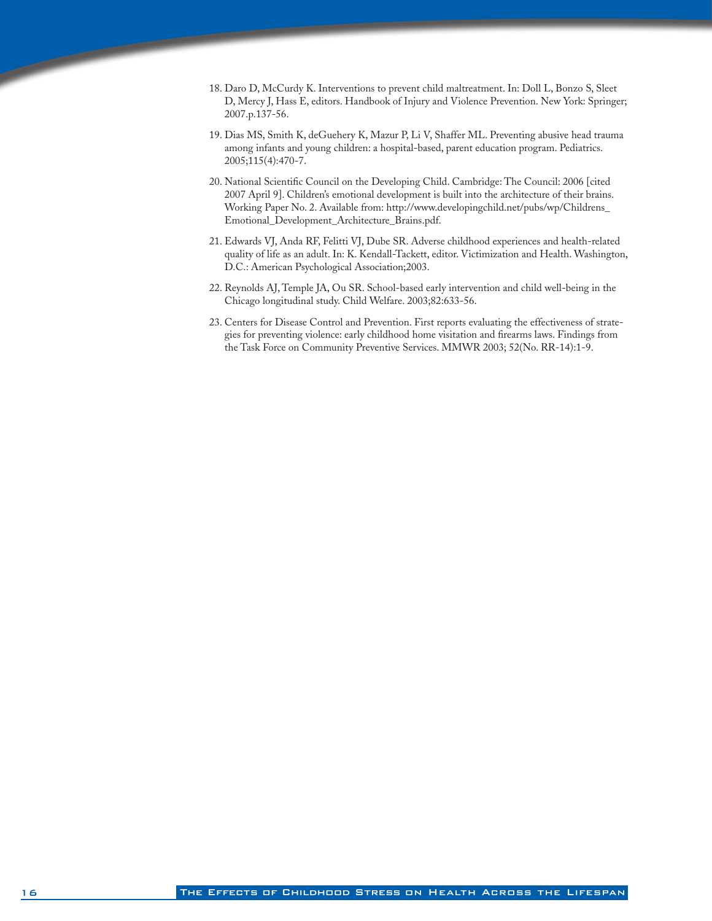18. Daro D, McCurdy K. Interventions to prevent child maltreatment. In: Doll L, Bonzo S, Sleet D, Mercy J, Hass E, editors. Handbook of Injury and Violence Prevention. New York: Springer; 2007.p.137-56.

19. Dias MS, Smith K, deGuehery K, Mazur P, Li V, Shaffer ML. Preventing abusive head trauma among infants and young children: a hospital-based, parent education program. Pediatrics. 2005;115(4):470-7.

20. National Scientific Council on the Developing Child. Cambridge: The Council: 2006 [cited 2007 April 9]. Children's emotional development is built into the architecture of their brains. Working Paper No. 2. Available from: http://www.developingchild.net/pubs/wp/Childrens_Emotional_Development_Architecture_Brains.pdf.

21. Edwards VJ, Anda RF, Felitti VJ, Dube SR. Adverse childhood experiences and health-related quality of life as an adult. In: K. Kendall-Tackett, editor. Victimization and Health. Washington, D.C.: American Psychological Association;2003.

22. Reynolds AJ, Temple JA, Ou SR. School-based early intervention and child well-being in the Chicago longitudinal study. Child Welfare. 2003;82:633-56.

23. Centers for Disease Control and Prevention. First reports evaluating the effectiveness of strategies for preventing violence: early childhood home visitation and firearms laws. Findings from the Task Force on Community Preventive Services. MMWR 2003; 52(No. RR-14):1-9.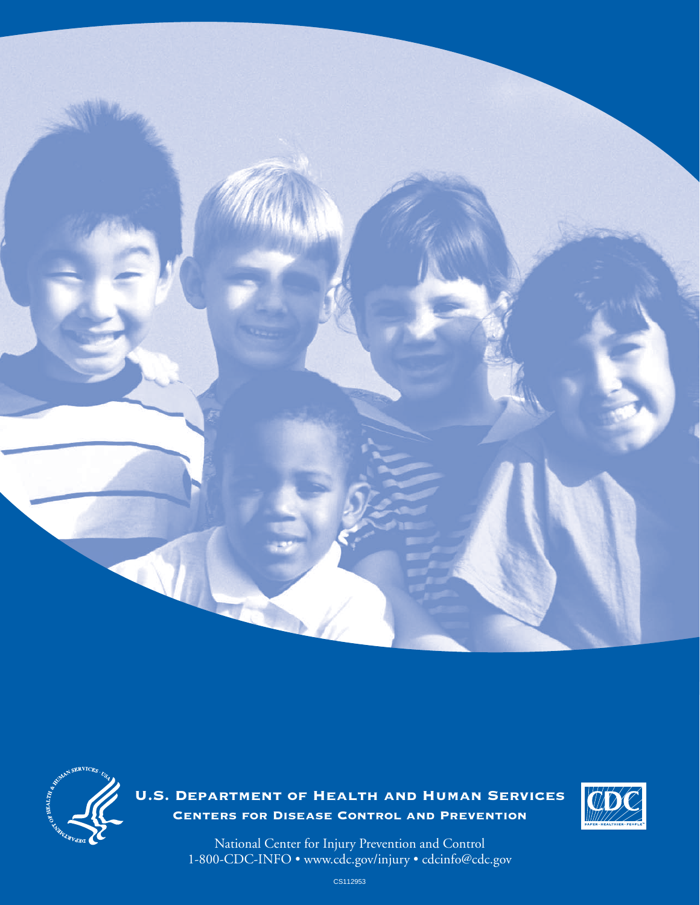**U.S. Department of Health and Human Services**

**Centers for Disease Control and Prevention**

National Center for Injury Prevention and Control
1-800-CDC-INFO • www.cdc.gov/injury • cdcinfo@cdc.gov

CS112953